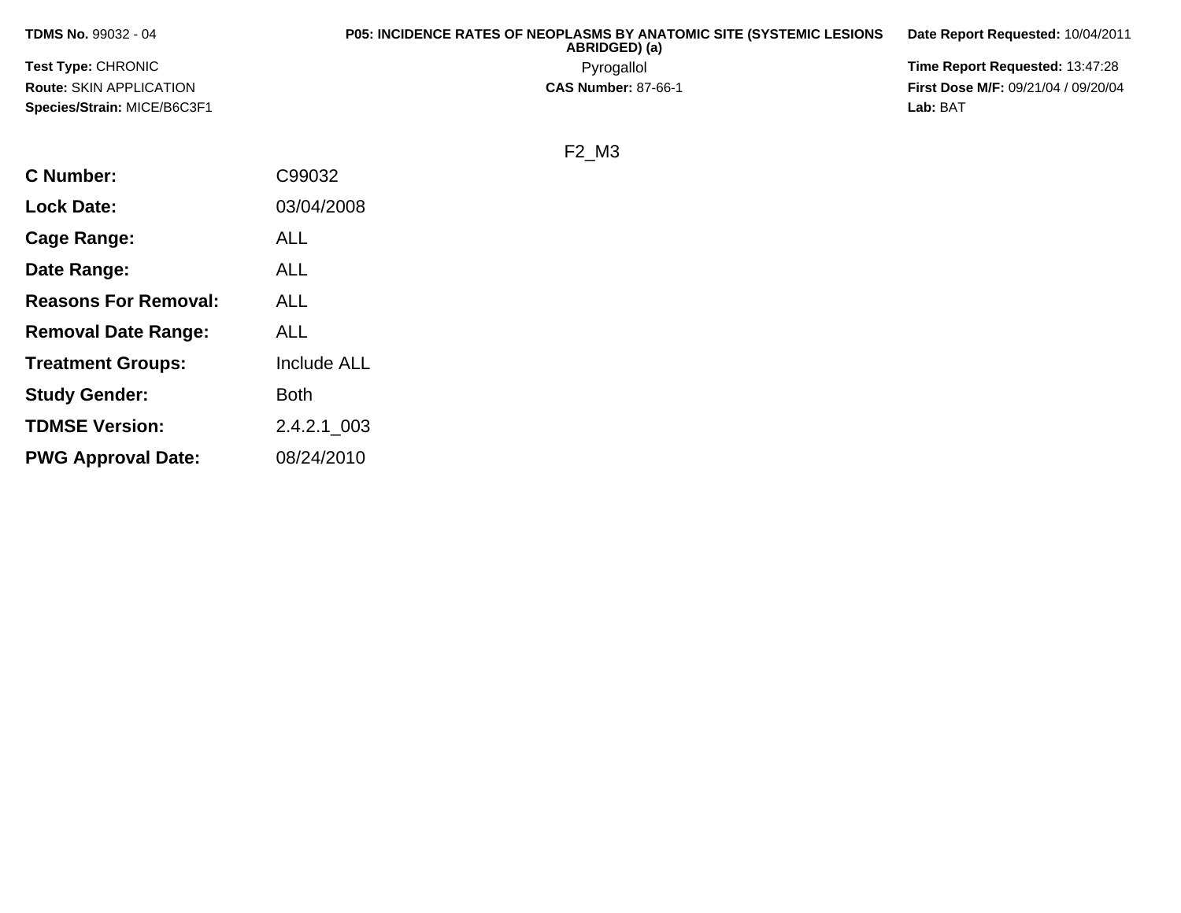**TDMS No.** 99032 - 04

**Test Type:** CHRONIC

**Route:** SKIN APPLICATION

**Species/Strain:** MICE/B6C3F1

**P05: INCIDENCE RATES OF NEOPLASMS BY ANATOMIC SITE (SYSTEMIC LESIONS ABRIDGED) (a)**

Pyrogallol

**CAS Number:** 87-66-1

**Date Report Requested:** 10/04/2011

**Time Report Requested:** 13:47:28

**First Dose M/F:** 09/21/04 / 09/20/04

**Lab:** BAT

F2_M3

| | |
|---|---|
| **C Number:** | C99032 |
| **Lock Date:** | 03/04/2008 |
| **Cage Range:** | ALL |
| **Date Range:** | ALL |
| **Reasons For Removal:** | ALL |
| **Removal Date Range:** | ALL |
| **Treatment Groups:** | Include ALL |
| **Study Gender:** | Both |
| **TDMSE Version:** | 2.4.2.1_003 |
| **PWG Approval Date:** | 08/24/2010 |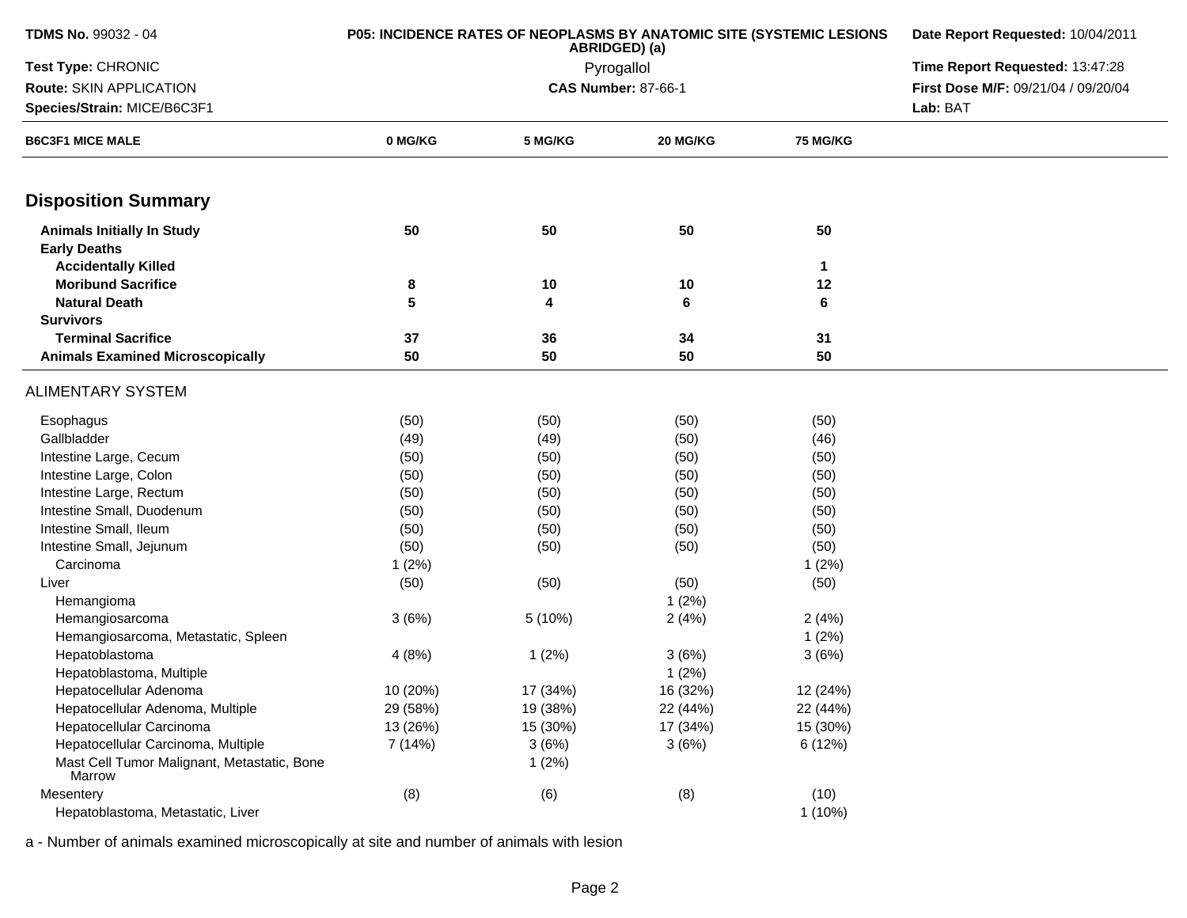**TDMS No.** 99032 - 04
**Test Type:** CHRONIC
**Route:** SKIN APPLICATION
**Species/Strain:** MICE/B6C3F1

**P05: INCIDENCE RATES OF NEOPLASMS BY ANATOMIC SITE (SYSTEMIC LESIONS ABRIDGED) (a)**
Pyrogallol
**CAS Number:** 87-66-1

**Date Report Requested:** 10/04/2011
**Time Report Requested:** 13:47:28
**First Dose M/F:** 09/21/04 / 09/20/04
**Lab:** BAT

| B6C3F1 MICE MALE | 0 MG/KG | 5 MG/KG | 20 MG/KG | 75 MG/KG |
|---|---|---|---|---|
| **Disposition Summary** | | | | |
| **Animals Initially In Study** | 50 | 50 | 50 | 50 |
| **Early Deaths** | | | | |
| **Accidentally Killed** | | | | 1 |
| **Moribund Sacrifice** | 8 | 10 | 10 | 12 |
| **Natural Death** | 5 | 4 | 6 | 6 |
| **Survivors** | | | | |
| **Terminal Sacrifice** | 37 | 36 | 34 | 31 |
| **Animals Examined Microscopically** | 50 | 50 | 50 | 50 |
| ALIMENTARY SYSTEM | | | | |
| Esophagus | (50) | (50) | (50) | (50) |
| Gallbladder | (49) | (49) | (50) | (46) |
| Intestine Large, Cecum | (50) | (50) | (50) | (50) |
| Intestine Large, Colon | (50) | (50) | (50) | (50) |
| Intestine Large, Rectum | (50) | (50) | (50) | (50) |
| Intestine Small, Duodenum | (50) | (50) | (50) | (50) |
| Intestine Small, Ileum | (50) | (50) | (50) | (50) |
| Intestine Small, Jejunum | (50) | (50) | (50) | (50) |
| Carcinoma | 1 (2%) | | | 1 (2%) |
| Liver | (50) | (50) | (50) | (50) |
| Hemangioma | | | 1 (2%) | |
| Hemangiosarcoma | 3 (6%) | 5 (10%) | 2 (4%) | 2 (4%) |
| Hemangiosarcoma, Metastatic, Spleen | | | | 1 (2%) |
| Hepatoblastoma | 4 (8%) | 1 (2%) | 3 (6%) | 3 (6%) |
| Hepatoblastoma, Multiple | | | 1 (2%) | |
| Hepatocellular Adenoma | 10 (20%) | 17 (34%) | 16 (32%) | 12 (24%) |
| Hepatocellular Adenoma, Multiple | 29 (58%) | 19 (38%) | 22 (44%) | 22 (44%) |
| Hepatocellular Carcinoma | 13 (26%) | 15 (30%) | 17 (34%) | 15 (30%) |
| Hepatocellular Carcinoma, Multiple | 7 (14%) | 3 (6%) | 3 (6%) | 6 (12%) |
| Mast Cell Tumor Malignant, Metastatic, Bone Marrow | | 1 (2%) | | |
| Mesentery | (8) | (6) | (8) | (10) |
| Hepatoblastoma, Metastatic, Liver | | | | 1 (10%) |

a - Number of animals examined microscopically at site and number of animals with lesion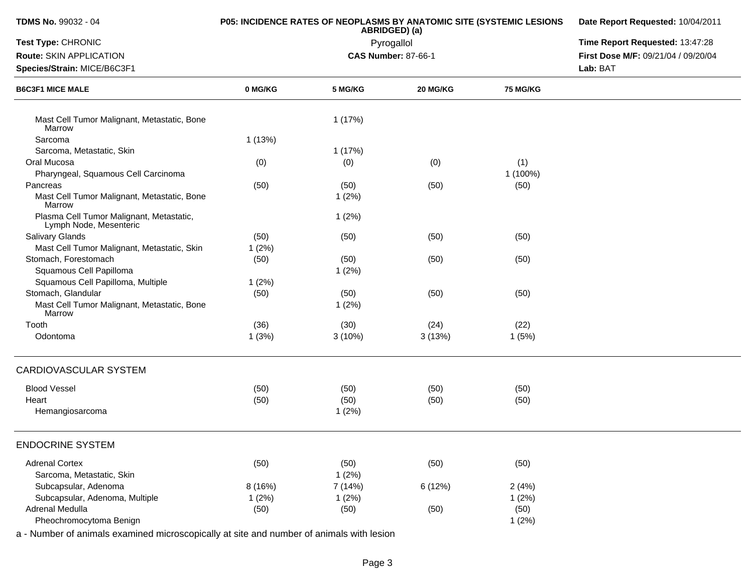**TDMS No.** 99032 - 04
**Test Type:** CHRONIC
**Route:** SKIN APPLICATION
**Species/Strain:** MICE/B6C3F1

**P05: INCIDENCE RATES OF NEOPLASMS BY ANATOMIC SITE (SYSTEMIC LESIONS ABRIDGED) (a)**
Pyrogallol
**CAS Number:** 87-66-1

**Date Report Requested:** 10/04/2011
**Time Report Requested:** 13:47:28
**First Dose M/F:** 09/21/04 / 09/20/04
**Lab:** BAT

| B6C3F1 MICE MALE | 0 MG/KG | 5 MG/KG | 20 MG/KG | 75 MG/KG |
|---|---|---|---|---|
| Mast Cell Tumor Malignant, Metastatic, Bone Marrow | | 1 (17%) | | |
| Sarcoma | 1 (13%) | | | |
| Sarcoma, Metastatic, Skin | | 1 (17%) | | |
| Oral Mucosa | (0) | (0) | (0) | (1) |
| Pharyngeal, Squamous Cell Carcinoma | | | | 1 (100%) |
| Pancreas | (50) | (50) | (50) | (50) |
| Mast Cell Tumor Malignant, Metastatic, Bone Marrow | | 1 (2%) | | |
| Plasma Cell Tumor Malignant, Metastatic, Lymph Node, Mesenteric | | 1 (2%) | | |
| Salivary Glands | (50) | (50) | (50) | (50) |
| Mast Cell Tumor Malignant, Metastatic, Skin | 1 (2%) | | | |
| Stomach, Forestomach | (50) | (50) | (50) | (50) |
| Squamous Cell Papilloma | | 1 (2%) | | |
| Squamous Cell Papilloma, Multiple | 1 (2%) | | | |
| Stomach, Glandular | (50) | (50) | (50) | (50) |
| Mast Cell Tumor Malignant, Metastatic, Bone Marrow | | 1 (2%) | | |
| Tooth | (36) | (30) | (24) | (22) |
| Odontoma | 1 (3%) | 3 (10%) | 3 (13%) | 1 (5%) |
| **CARDIOVASCULAR SYSTEM** | | | | |
| Blood Vessel | (50) | (50) | (50) | (50) |
| Heart | (50) | (50) | (50) | (50) |
| Hemangiosarcoma | | 1 (2%) | | |
| **ENDOCRINE SYSTEM** | | | | |
| Adrenal Cortex | (50) | (50) | (50) | (50) |
| Sarcoma, Metastatic, Skin | | 1 (2%) | | |
| Subcapsular, Adenoma | 8 (16%) | 7 (14%) | 6 (12%) | 2 (4%) |
| Subcapsular, Adenoma, Multiple | 1 (2%) | 1 (2%) | | 1 (2%) |
| Adrenal Medulla | (50) | (50) | (50) | (50) |
| Pheochromocytoma Benign | | | | 1 (2%) |

a - Number of animals examined microscopically at site and number of animals with lesion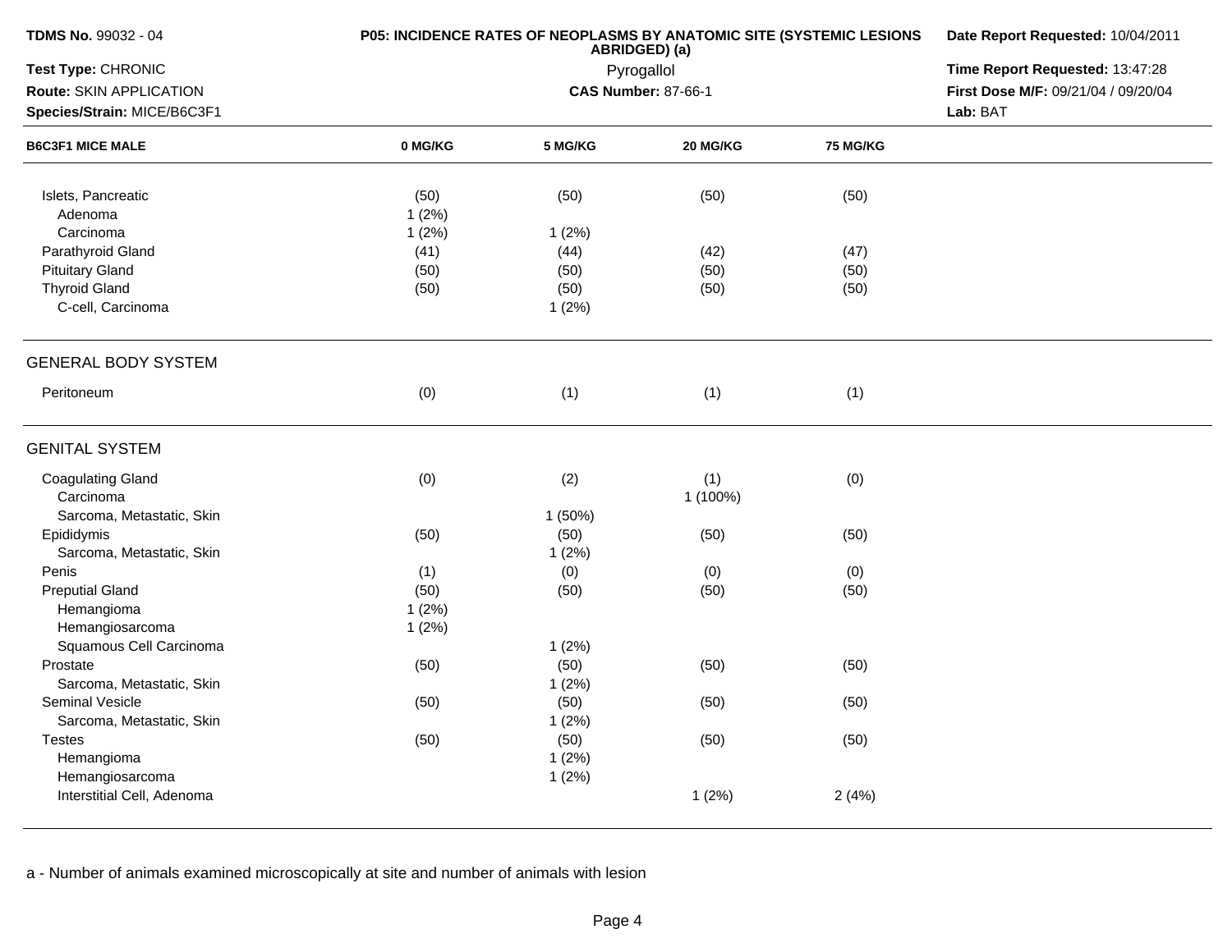| B6C3F1 MICE MALE | 0 MG/KG | 5 MG/KG | 20 MG/KG | 75 MG/KG |
|---|---|---|---|---|
| Islets, Pancreatic | (50) | (50) | (50) | (50) |
| Adenoma | 1 (2%) | | | |
| Carcinoma | 1 (2%) | 1 (2%) | | |
| Parathyroid Gland | (41) | (44) | (42) | (47) |
| Pituitary Gland | (50) | (50) | (50) | (50) |
| Thyroid Gland | (50) | (50) | (50) | (50) |
| C-cell, Carcinoma | | 1 (2%) | | |
| **GENERAL BODY SYSTEM** | | | | |
| Peritoneum | (0) | (1) | (1) | (1) |
| **GENITAL SYSTEM** | | | | |
| Coagulating Gland | (0) | (2) | (1) | (0) |
| Carcinoma | | | 1 (100%) | |
| Sarcoma, Metastatic, Skin | | 1 (50%) | | |
| Epididymis | (50) | (50) | (50) | (50) |
| Sarcoma, Metastatic, Skin | | 1 (2%) | | |
| Penis | (1) | (0) | (0) | (0) |
| Preputial Gland | (50) | (50) | (50) | (50) |
| Hemangioma | 1 (2%) | | | |
| Hemangiosarcoma | 1 (2%) | | | |
| Squamous Cell Carcinoma | | 1 (2%) | | |
| Prostate | (50) | (50) | (50) | (50) |
| Sarcoma, Metastatic, Skin | | 1 (2%) | | |
| Seminal Vesicle | (50) | (50) | (50) | (50) |
| Sarcoma, Metastatic, Skin | | 1 (2%) | | |
| Testes | (50) | (50) | (50) | (50) |
| Hemangioma | | 1 (2%) | | |
| Hemangiosarcoma | | 1 (2%) | | |
| Interstitial Cell, Adenoma | | | 1 (2%) | 2 (4%) |

a - Number of animals examined microscopically at site and number of animals with lesion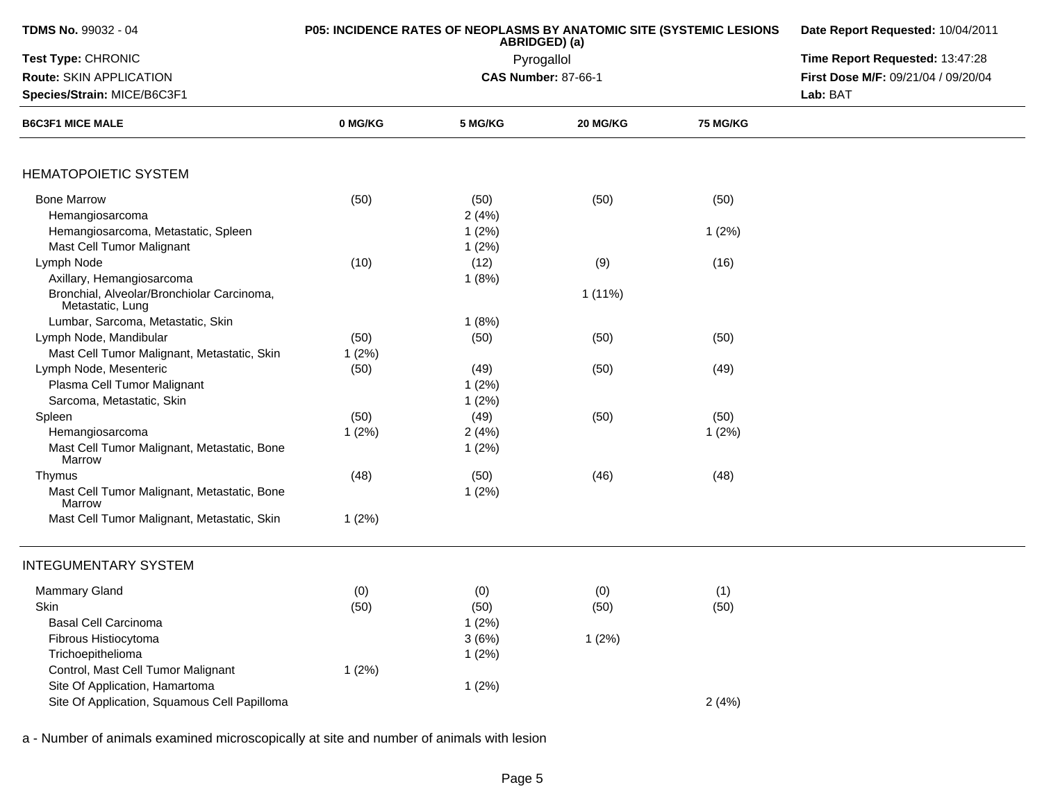**TDMS No.** 99032 - 04
**Test Type:** CHRONIC
**Route:** SKIN APPLICATION
**Species/Strain:** MICE/B6C3F1

**P05: INCIDENCE RATES OF NEOPLASMS BY ANATOMIC SITE (SYSTEMIC LESIONS ABRIDGED) (a)**
Pyrogallol
**CAS Number:** 87-66-1

**Date Report Requested:** 10/04/2011
**Time Report Requested:** 13:47:28
**First Dose M/F:** 09/21/04 / 09/20/04
**Lab:** BAT

| B6C3F1 MICE MALE | 0 MG/KG | 5 MG/KG | 20 MG/KG | 75 MG/KG |
|---|---|---|---|---|
| **HEMATOPOIETIC SYSTEM** | | | | |
| Bone Marrow | (50) | (50) | (50) | (50) |
| Hemangiosarcoma | | 2 (4%) | | |
| Hemangiosarcoma, Metastatic, Spleen | | 1 (2%) | | 1 (2%) |
| Mast Cell Tumor Malignant | | 1 (2%) | | |
| Lymph Node | (10) | (12) | (9) | (16) |
| Axillary, Hemangiosarcoma | | 1 (8%) | | |
| Bronchial, Alveolar/Bronchiolar Carcinoma, Metastatic, Lung | | | 1 (11%) | |
| Lumbar, Sarcoma, Metastatic, Skin | | 1 (8%) | | |
| Lymph Node, Mandibular | (50) | (50) | (50) | (50) |
| Mast Cell Tumor Malignant, Metastatic, Skin | 1 (2%) | | | |
| Lymph Node, Mesenteric | (50) | (49) | (50) | (49) |
| Plasma Cell Tumor Malignant | | 1 (2%) | | |
| Sarcoma, Metastatic, Skin | | 1 (2%) | | |
| Spleen | (50) | (49) | (50) | (50) |
| Hemangiosarcoma | 1 (2%) | 2 (4%) | | 1 (2%) |
| Mast Cell Tumor Malignant, Metastatic, Bone Marrow | | 1 (2%) | | |
| Thymus | (48) | (50) | (46) | (48) |
| Mast Cell Tumor Malignant, Metastatic, Bone Marrow | | 1 (2%) | | |
| Mast Cell Tumor Malignant, Metastatic, Skin | 1 (2%) | | | |
| **INTEGUMENTARY SYSTEM** | | | | |
| Mammary Gland | (0) | (0) | (0) | (1) |
| Skin | (50) | (50) | (50) | (50) |
| Basal Cell Carcinoma | | 1 (2%) | | |
| Fibrous Histiocytoma | | 3 (6%) | 1 (2%) | |
| Trichoepithelioma | | 1 (2%) | | |
| Control, Mast Cell Tumor Malignant | 1 (2%) | | | |
| Site Of Application, Hamartoma | | 1 (2%) | | |
| Site Of Application, Squamous Cell Papilloma | | | | 2 (4%) |

a - Number of animals examined microscopically at site and number of animals with lesion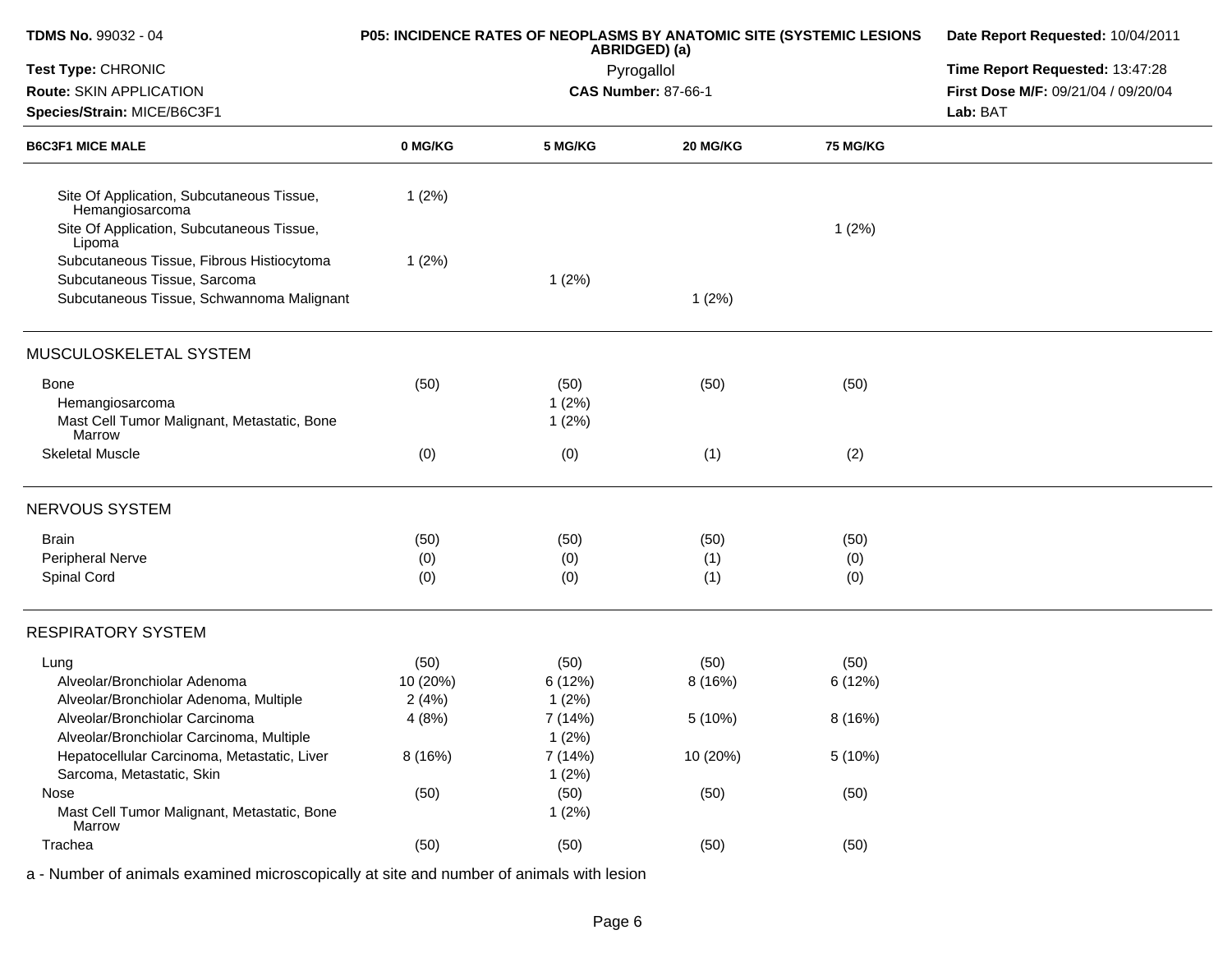| B6C3F1 MICE MALE | 0 MG/KG | 5 MG/KG | 20 MG/KG | 75 MG/KG |
|---|---|---|---|---|
| Site Of Application, Subcutaneous Tissue, Hemangiosarcoma | 1 (2%) | | | |
| Site Of Application, Subcutaneous Tissue, Lipoma | | | | 1 (2%) |
| Subcutaneous Tissue, Fibrous Histiocytoma | 1 (2%) | | | |
| Subcutaneous Tissue, Sarcoma | | 1 (2%) | | |
| Subcutaneous Tissue, Schwannoma Malignant | | | 1 (2%) | |
| **MUSCULOSKELETAL SYSTEM** | | | | |
| Bone | (50) | (50) | (50) | (50) |
| Hemangiosarcoma | | 1 (2%) | | |
| Mast Cell Tumor Malignant, Metastatic, Bone Marrow | | 1 (2%) | | |
| Skeletal Muscle | (0) | (0) | (1) | (2) |
| **NERVOUS SYSTEM** | | | | |
| Brain | (50) | (50) | (50) | (50) |
| Peripheral Nerve | (0) | (0) | (1) | (0) |
| Spinal Cord | (0) | (0) | (1) | (0) |
| **RESPIRATORY SYSTEM** | | | | |
| Lung | (50) | (50) | (50) | (50) |
| Alveolar/Bronchiolar Adenoma | 10 (20%) | 6 (12%) | 8 (16%) | 6 (12%) |
| Alveolar/Bronchiolar Adenoma, Multiple | 2 (4%) | 1 (2%) | | |
| Alveolar/Bronchiolar Carcinoma | 4 (8%) | 7 (14%) | 5 (10%) | 8 (16%) |
| Alveolar/Bronchiolar Carcinoma, Multiple | | 1 (2%) | | |
| Hepatocellular Carcinoma, Metastatic, Liver | 8 (16%) | 7 (14%) | 10 (20%) | 5 (10%) |
| Sarcoma, Metastatic, Skin | | 1 (2%) | | |
| Nose | (50) | (50) | (50) | (50) |
| Mast Cell Tumor Malignant, Metastatic, Bone Marrow | | 1 (2%) | | |
| Trachea | (50) | (50) | (50) | (50) |

a - Number of animals examined microscopically at site and number of animals with lesion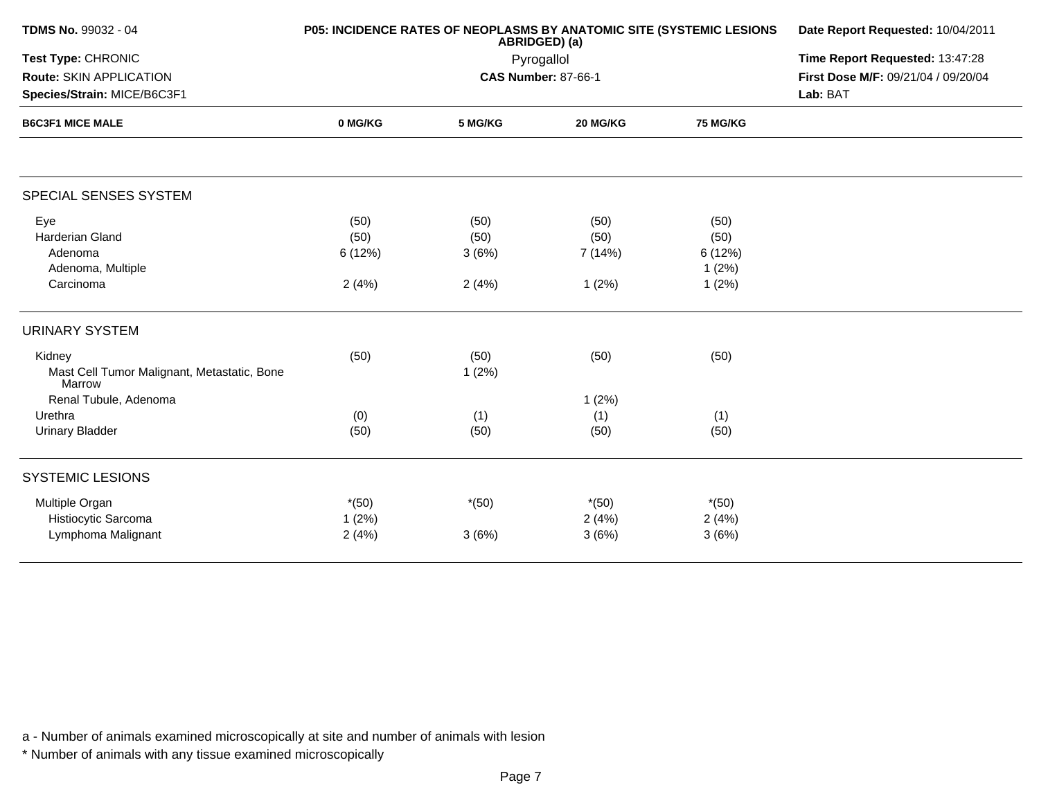| B6C3F1 MICE MALE | 0 MG/KG | 5 MG/KG | 20 MG/KG | 75 MG/KG |
|---|---|---|---|---|
| **SPECIAL SENSES SYSTEM** | | | | |
| Eye | (50) | (50) | (50) | (50) |
| Harderian Gland | (50) | (50) | (50) | (50) |
| Adenoma | 6 (12%) | 3 (6%) | 7 (14%) | 6 (12%) |
| Adenoma, Multiple | | | | 1 (2%) |
| Carcinoma | 2 (4%) | 2 (4%) | 1 (2%) | 1 (2%) |
| **URINARY SYSTEM** | | | | |
| Kidney | (50) | (50) | (50) | (50) |
| Mast Cell Tumor Malignant, Metastatic, Bone Marrow | | 1 (2%) | | |
| Renal Tubule, Adenoma | | | 1 (2%) | |
| Urethra | (0) | (1) | (1) | (1) |
| Urinary Bladder | (50) | (50) | (50) | (50) |
| **SYSTEMIC LESIONS** | | | | |
| Multiple Organ | *(50) | *(50) | *(50) | *(50) |
| Histiocytic Sarcoma | 1 (2%) | | 2 (4%) | 2 (4%) |
| Lymphoma Malignant | 2 (4%) | 3 (6%) | 3 (6%) | 3 (6%) |

a - Number of animals examined microscopically at site and number of animals with lesion

* Number of animals with any tissue examined microscopically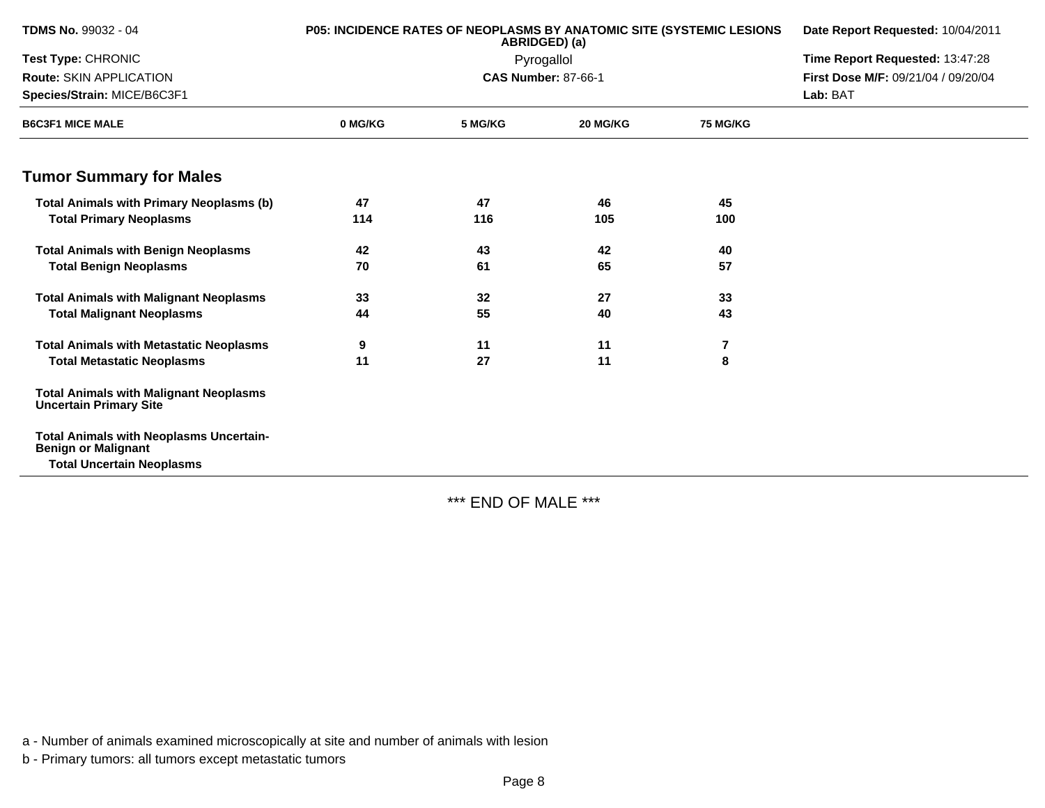| TDMS No. 99032 - 04 | P05: INCIDENCE RATES OF NEOPLASMS BY ANATOMIC SITE (SYSTEMIC LESIONS ABRIDGED) (a) | Date Report Requested: 10/04/2011 |
|---|---|---|
| Test Type: CHRONIC | Pyrogallol | Time Report Requested: 13:47:28 |
| Route: SKIN APPLICATION | CAS Number: 87-66-1 | First Dose M/F: 09/21/04 / 09/20/04 |
| Species/Strain: MICE/B6C3F1 | | Lab: BAT |

| B6C3F1 MICE MALE | 0 MG/KG | 5 MG/KG | 20 MG/KG | 75 MG/KG |
|---|---|---|---|---|

## Tumor Summary for Males

| | 0 MG/KG | 5 MG/KG | 20 MG/KG | 75 MG/KG |
|---|---|---|---|---|
| **Total Animals with Primary Neoplasms (b)** | 47 | 47 | 46 | 45 |
| **Total Primary Neoplasms** | 114 | 116 | 105 | 100 |
| **Total Animals with Benign Neoplasms** | 42 | 43 | 42 | 40 |
| **Total Benign Neoplasms** | 70 | 61 | 65 | 57 |
| **Total Animals with Malignant Neoplasms** | 33 | 32 | 27 | 33 |
| **Total Malignant Neoplasms** | 44 | 55 | 40 | 43 |
| **Total Animals with Metastatic Neoplasms** | 9 | 11 | 11 | 7 |
| **Total Metastatic Neoplasms** | 11 | 27 | 11 | 8 |
| **Total Animals with Malignant Neoplasms Uncertain Primary Site** | | | | |
| **Total Animals with Neoplasms Uncertain-Benign or Malignant** | | | | |
| **Total Uncertain Neoplasms** | | | | |

*** END OF MALE ***

a - Number of animals examined microscopically at site and number of animals with lesion

b - Primary tumors: all tumors except metastatic tumors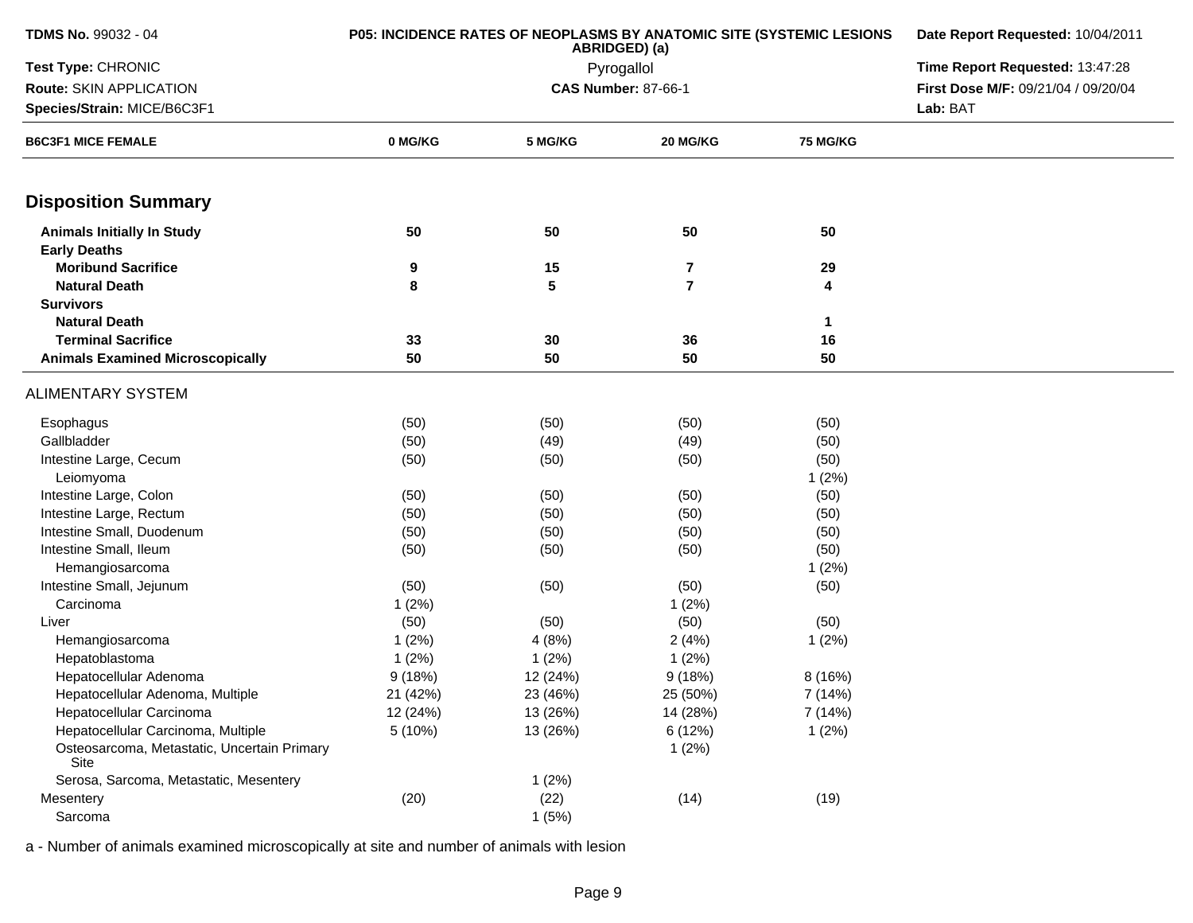**TDMS No.** 99032 - 04
**Test Type:** CHRONIC
**Route:** SKIN APPLICATION
**Species/Strain:** MICE/B6C3F1

**P05: INCIDENCE RATES OF NEOPLASMS BY ANATOMIC SITE (SYSTEMIC LESIONS ABRIDGED) (a)**
Pyrogallol
**CAS Number:** 87-66-1

**Date Report Requested:** 10/04/2011
**Time Report Requested:** 13:47:28
**First Dose M/F:** 09/21/04 / 09/20/04
**Lab:** BAT

| B6C3F1 MICE FEMALE | 0 MG/KG | 5 MG/KG | 20 MG/KG | 75 MG/KG |
|---|---|---|---|---|
| **Disposition Summary** | | | | |
| **Animals Initially In Study** | 50 | 50 | 50 | 50 |
| **Early Deaths** | | | | |
| **Moribund Sacrifice** | 9 | 15 | 7 | 29 |
| **Natural Death** | 8 | 5 | 7 | 4 |
| **Survivors** | | | | |
| **Natural Death** | | | | 1 |
| **Terminal Sacrifice** | 33 | 30 | 36 | 16 |
| **Animals Examined Microscopically** | 50 | 50 | 50 | 50 |
| ALIMENTARY SYSTEM | | | | |
| Esophagus | (50) | (50) | (50) | (50) |
| Gallbladder | (50) | (49) | (49) | (50) |
| Intestine Large, Cecum | (50) | (50) | (50) | (50) |
| Leiomyoma | | | | 1 (2%) |
| Intestine Large, Colon | (50) | (50) | (50) | (50) |
| Intestine Large, Rectum | (50) | (50) | (50) | (50) |
| Intestine Small, Duodenum | (50) | (50) | (50) | (50) |
| Intestine Small, Ileum | (50) | (50) | (50) | (50) |
| Hemangiosarcoma | | | | 1 (2%) |
| Intestine Small, Jejunum | (50) | (50) | (50) | (50) |
| Carcinoma | 1 (2%) | | 1 (2%) | |
| Liver | (50) | (50) | (50) | (50) |
| Hemangiosarcoma | 1 (2%) | 4 (8%) | 2 (4%) | 1 (2%) |
| Hepatoblastoma | 1 (2%) | 1 (2%) | 1 (2%) | |
| Hepatocellular Adenoma | 9 (18%) | 12 (24%) | 9 (18%) | 8 (16%) |
| Hepatocellular Adenoma, Multiple | 21 (42%) | 23 (46%) | 25 (50%) | 7 (14%) |
| Hepatocellular Carcinoma | 12 (24%) | 13 (26%) | 14 (28%) | 7 (14%) |
| Hepatocellular Carcinoma, Multiple | 5 (10%) | 13 (26%) | 6 (12%) | 1 (2%) |
| Osteosarcoma, Metastatic, Uncertain Primary Site | | | 1 (2%) | |
| Serosa, Sarcoma, Metastatic, Mesentery | | 1 (2%) | | |
| Mesentery | (20) | (22) | (14) | (19) |
| Sarcoma | | 1 (5%) | | |

a - Number of animals examined microscopically at site and number of animals with lesion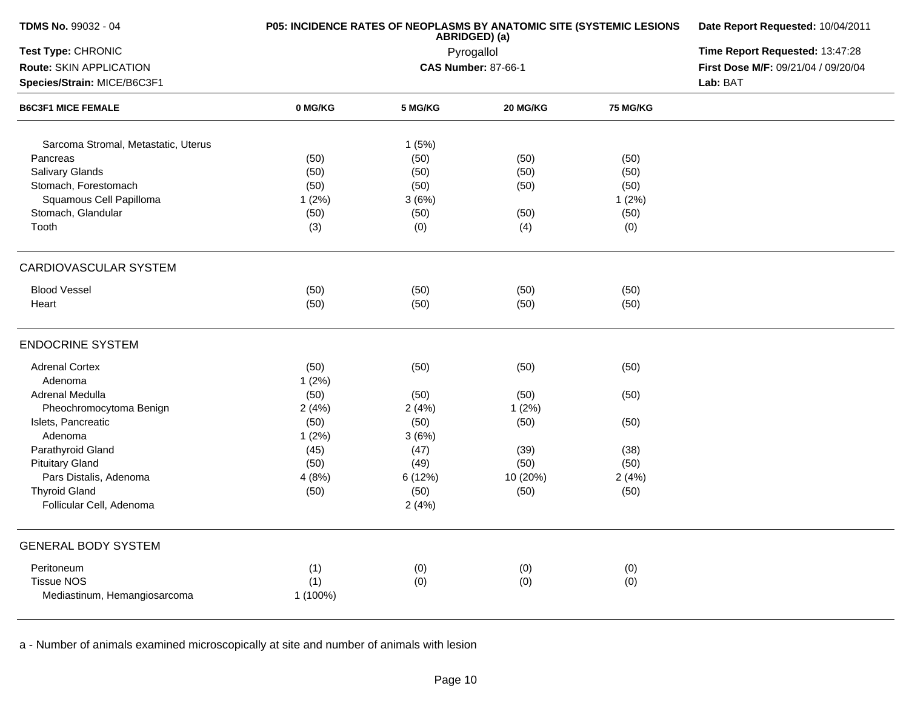**TDMS No.** 99032 - 04
**Test Type:** CHRONIC
**Route:** SKIN APPLICATION
**Species/Strain:** MICE/B6C3F1

**P05: INCIDENCE RATES OF NEOPLASMS BY ANATOMIC SITE (SYSTEMIC LESIONS ABRIDGED) (a)**
Pyrogallol
**CAS Number:** 87-66-1

**Date Report Requested:** 10/04/2011
**Time Report Requested:** 13:47:28
**First Dose M/F:** 09/21/04 / 09/20/04
**Lab:** BAT

| B6C3F1 MICE FEMALE | 0 MG/KG | 5 MG/KG | 20 MG/KG | 75 MG/KG |
|---|---|---|---|---|
| Sarcoma Stromal, Metastatic, Uterus | | 1 (5%) | | |
| Pancreas | (50) | (50) | (50) | (50) |
| Salivary Glands | (50) | (50) | (50) | (50) |
| Stomach, Forestomach | (50) | (50) | (50) | (50) |
| Squamous Cell Papilloma | 1 (2%) | 3 (6%) | | 1 (2%) |
| Stomach, Glandular | (50) | (50) | (50) | (50) |
| Tooth | (3) | (0) | (4) | (0) |
| **CARDIOVASCULAR SYSTEM** | | | | |
| Blood Vessel | (50) | (50) | (50) | (50) |
| Heart | (50) | (50) | (50) | (50) |
| **ENDOCRINE SYSTEM** | | | | |
| Adrenal Cortex | (50) | (50) | (50) | (50) |
| Adenoma | 1 (2%) | | | |
| Adrenal Medulla | (50) | (50) | (50) | (50) |
| Pheochromocytoma Benign | 2 (4%) | 2 (4%) | 1 (2%) | |
| Islets, Pancreatic | (50) | (50) | (50) | (50) |
| Adenoma | 1 (2%) | 3 (6%) | | |
| Parathyroid Gland | (45) | (47) | (39) | (38) |
| Pituitary Gland | (50) | (49) | (50) | (50) |
| Pars Distalis, Adenoma | 4 (8%) | 6 (12%) | 10 (20%) | 2 (4%) |
| Thyroid Gland | (50) | (50) | (50) | (50) |
| Follicular Cell, Adenoma | | 2 (4%) | | |
| **GENERAL BODY SYSTEM** | | | | |
| Peritoneum | (1) | (0) | (0) | (0) |
| Tissue NOS | (1) | (0) | (0) | (0) |
| Mediastinum, Hemangiosarcoma | 1 (100%) | | | |

a - Number of animals examined microscopically at site and number of animals with lesion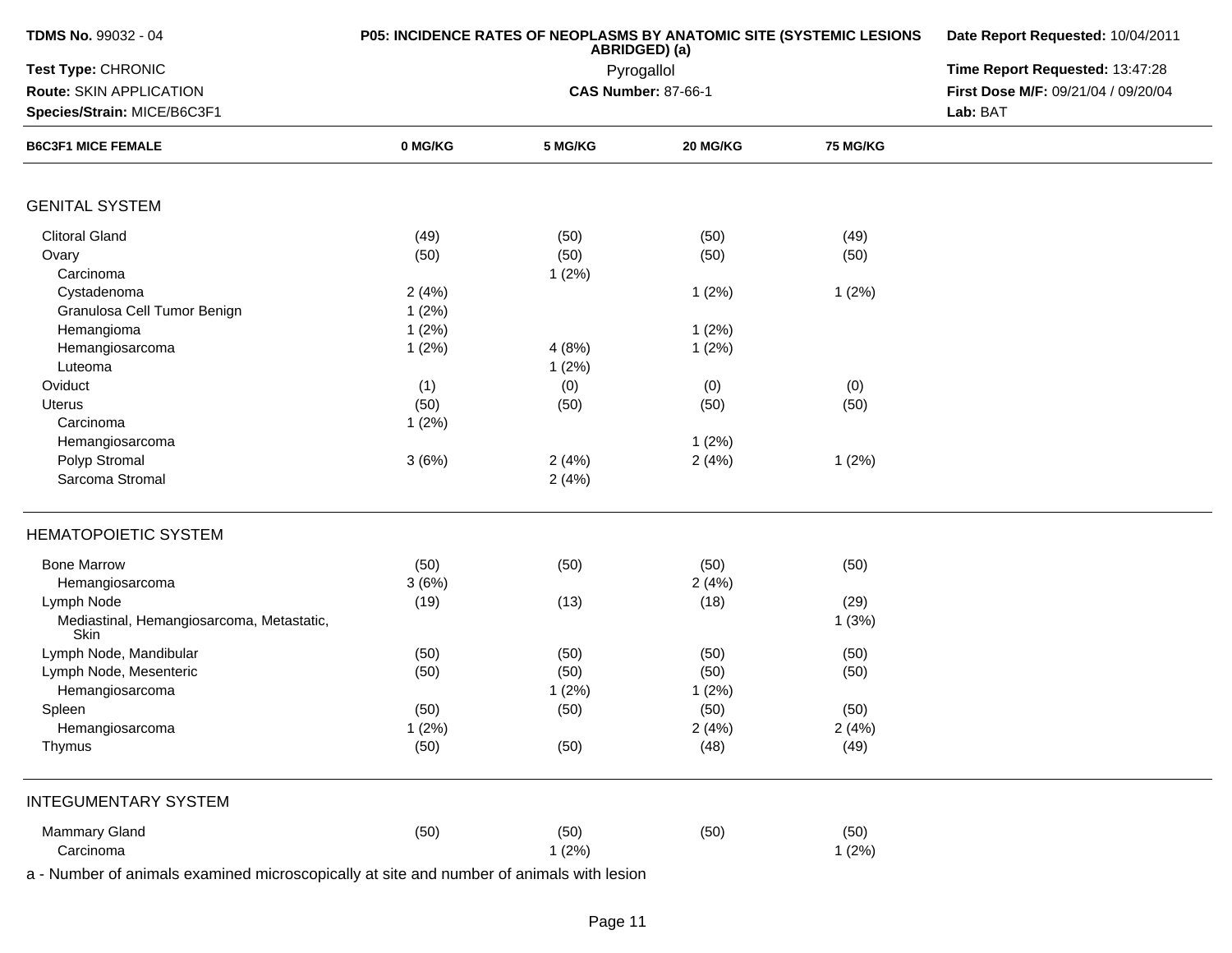| B6C3F1 MICE FEMALE | 0 MG/KG | 5 MG/KG | 20 MG/KG | 75 MG/KG |
|---|---|---|---|---|
| **GENITAL SYSTEM** | | | | |
| Clitoral Gland | (49) | (50) | (50) | (49) |
| Ovary | (50) | (50) | (50) | (50) |
| Carcinoma | | 1 (2%) | | |
| Cystadenoma | 2 (4%) | | 1 (2%) | 1 (2%) |
| Granulosa Cell Tumor Benign | 1 (2%) | | | |
| Hemangioma | 1 (2%) | | 1 (2%) | |
| Hemangiosarcoma | 1 (2%) | 4 (8%) | 1 (2%) | |
| Luteoma | | 1 (2%) | | |
| Oviduct | (1) | (0) | (0) | (0) |
| Uterus | (50) | (50) | (50) | (50) |
| Carcinoma | 1 (2%) | | | |
| Hemangiosarcoma | | | 1 (2%) | |
| Polyp Stromal | 3 (6%) | 2 (4%) | 2 (4%) | 1 (2%) |
| Sarcoma Stromal | | 2 (4%) | | |
| **HEMATOPOIETIC SYSTEM** | | | | |
| Bone Marrow | (50) | (50) | (50) | (50) |
| Hemangiosarcoma | 3 (6%) | | 2 (4%) | |
| Lymph Node | (19) | (13) | (18) | (29) |
| Mediastinal, Hemangiosarcoma, Metastatic, Skin | | | | 1 (3%) |
| Lymph Node, Mandibular | (50) | (50) | (50) | (50) |
| Lymph Node, Mesenteric | (50) | (50) | (50) | (50) |
| Hemangiosarcoma | | 1 (2%) | 1 (2%) | |
| Spleen | (50) | (50) | (50) | (50) |
| Hemangiosarcoma | 1 (2%) | | 2 (4%) | 2 (4%) |
| Thymus | (50) | (50) | (48) | (49) |
| **INTEGUMENTARY SYSTEM** | | | | |
| Mammary Gland | (50) | (50) | (50) | (50) |
| Carcinoma | | 1 (2%) | | 1 (2%) |

a - Number of animals examined microscopically at site and number of animals with lesion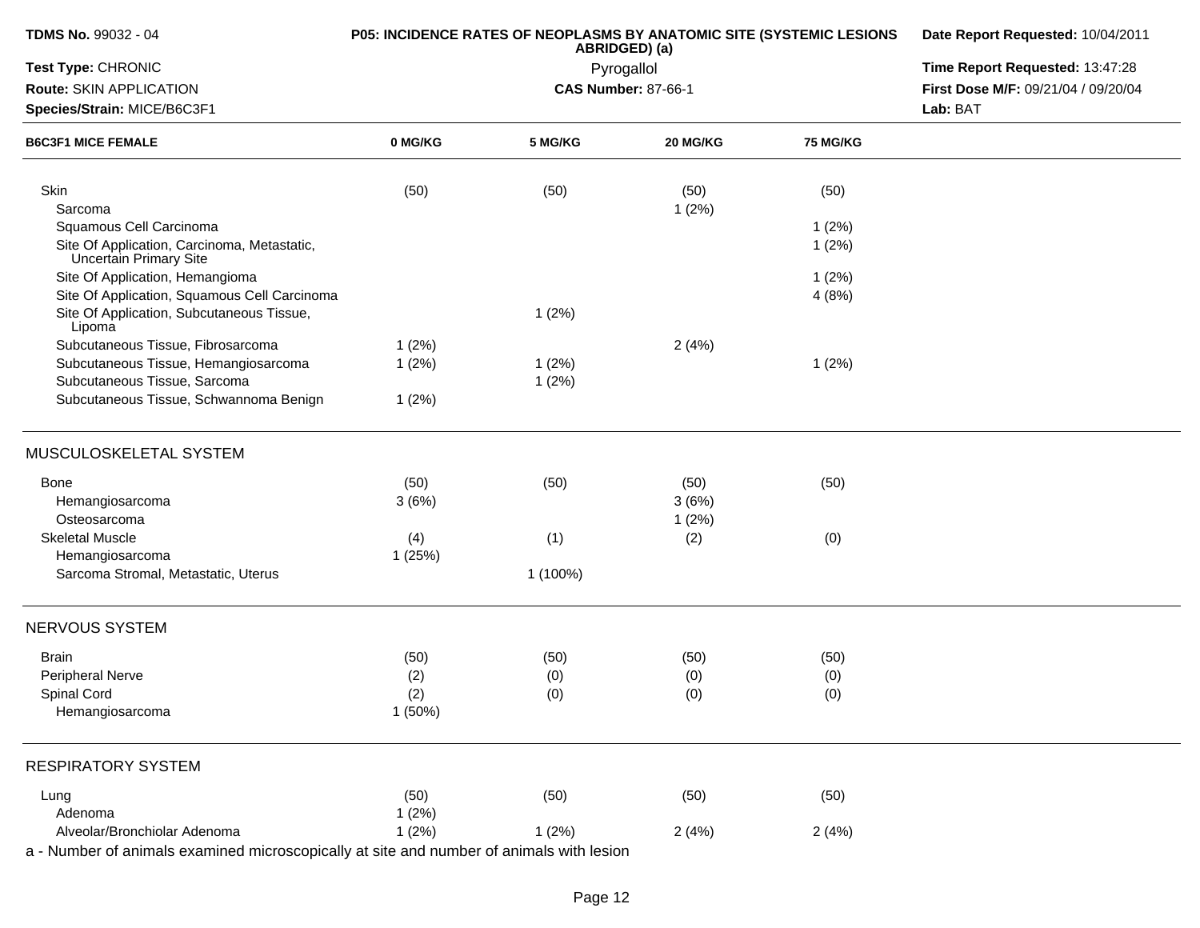| B6C3F1 MICE FEMALE | 0 MG/KG | 5 MG/KG | 20 MG/KG | 75 MG/KG |
|---|---|---|---|---|
| Skin | (50) | (50) | (50) | (50) |
| Sarcoma | | | 1 (2%) | |
| Squamous Cell Carcinoma | | | | 1 (2%) |
| Site Of Application, Carcinoma, Metastatic, Uncertain Primary Site | | | | 1 (2%) |
| Site Of Application, Hemangioma | | | | 1 (2%) |
| Site Of Application, Squamous Cell Carcinoma | | | | 4 (8%) |
| Site Of Application, Subcutaneous Tissue, Lipoma | | 1 (2%) | | |
| Subcutaneous Tissue, Fibrosarcoma | 1 (2%) | | 2 (4%) | |
| Subcutaneous Tissue, Hemangiosarcoma | 1 (2%) | 1 (2%) | | 1 (2%) |
| Subcutaneous Tissue, Sarcoma | | 1 (2%) | | |
| Subcutaneous Tissue, Schwannoma Benign | 1 (2%) | | | |
| **MUSCULOSKELETAL SYSTEM** | | | | |
| Bone | (50) | (50) | (50) | (50) |
| Hemangiosarcoma | 3 (6%) | | 3 (6%) | |
| Osteosarcoma | | | 1 (2%) | |
| Skeletal Muscle | (4) | (1) | (2) | (0) |
| Hemangiosarcoma | 1 (25%) | | | |
| Sarcoma Stromal, Metastatic, Uterus | | 1 (100%) | | |
| **NERVOUS SYSTEM** | | | | |
| Brain | (50) | (50) | (50) | (50) |
| Peripheral Nerve | (2) | (0) | (0) | (0) |
| Spinal Cord | (2) | (0) | (0) | (0) |
| Hemangiosarcoma | 1 (50%) | | | |
| **RESPIRATORY SYSTEM** | | | | |
| Lung | (50) | (50) | (50) | (50) |
| Adenoma | 1 (2%) | | | |
| Alveolar/Bronchiolar Adenoma | 1 (2%) | 1 (2%) | 2 (4%) | 2 (4%) |

a - Number of animals examined microscopically at site and number of animals with lesion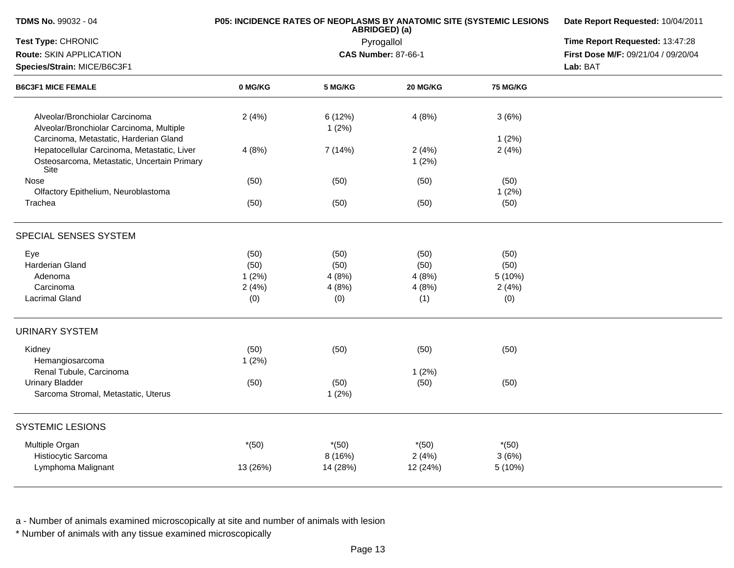**TDMS No.** 99032 - 04
**Test Type:** CHRONIC
**Route:** SKIN APPLICATION
**Species/Strain:** MICE/B6C3F1

**P05: INCIDENCE RATES OF NEOPLASMS BY ANATOMIC SITE (SYSTEMIC LESIONS ABRIDGED) (a)**
Pyrogallol
**CAS Number:** 87-66-1

**Date Report Requested:** 10/04/2011
**Time Report Requested:** 13:47:28
**First Dose M/F:** 09/21/04 / 09/20/04
**Lab:** BAT

| B6C3F1 MICE FEMALE | 0 MG/KG | 5 MG/KG | 20 MG/KG | 75 MG/KG |
|---|---|---|---|---|
| Alveolar/Bronchiolar Carcinoma | 2 (4%) | 6 (12%) | 4 (8%) | 3 (6%) |
| Alveolar/Bronchiolar Carcinoma, Multiple | | 1 (2%) | | |
| Carcinoma, Metastatic, Harderian Gland | | | | 1 (2%) |
| Hepatocellular Carcinoma, Metastatic, Liver | 4 (8%) | 7 (14%) | 2 (4%) | 2 (4%) |
| Osteosarcoma, Metastatic, Uncertain Primary Site | | | 1 (2%) | |
| Nose | (50) | (50) | (50) | (50) |
| Olfactory Epithelium, Neuroblastoma | | | | 1 (2%) |
| Trachea | (50) | (50) | (50) | (50) |
| **SPECIAL SENSES SYSTEM** | | | | |
| Eye | (50) | (50) | (50) | (50) |
| Harderian Gland | (50) | (50) | (50) | (50) |
| Adenoma | 1 (2%) | 4 (8%) | 4 (8%) | 5 (10%) |
| Carcinoma | 2 (4%) | 4 (8%) | 4 (8%) | 2 (4%) |
| Lacrimal Gland | (0) | (0) | (1) | (0) |
| **URINARY SYSTEM** | | | | |
| Kidney | (50) | (50) | (50) | (50) |
| Hemangiosarcoma | 1 (2%) | | | |
| Renal Tubule, Carcinoma | | | 1 (2%) | |
| Urinary Bladder | (50) | (50) | (50) | (50) |
| Sarcoma Stromal, Metastatic, Uterus | | 1 (2%) | | |
| **SYSTEMIC LESIONS** | | | | |
| Multiple Organ | *(50) | *(50) | *(50) | *(50) |
| Histiocytic Sarcoma | | 8 (16%) | 2 (4%) | 3 (6%) |
| Lymphoma Malignant | 13 (26%) | 14 (28%) | 12 (24%) | 5 (10%) |

a - Number of animals examined microscopically at site and number of animals with lesion
* Number of animals with any tissue examined microscopically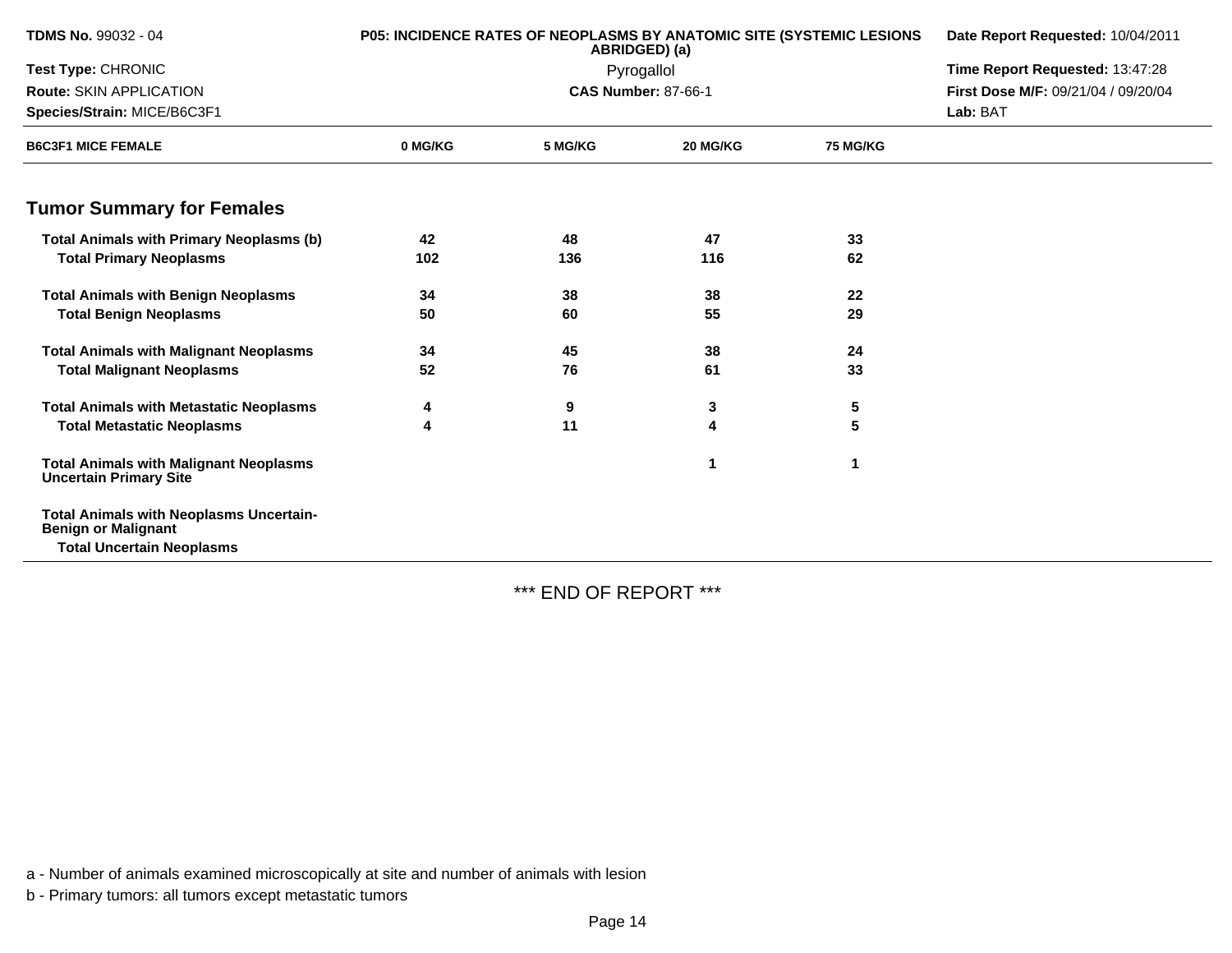**TDMS No.** 99032 - 04
**Test Type:** CHRONIC
**Route:** SKIN APPLICATION
**Species/Strain:** MICE/B6C3F1

**P05: INCIDENCE RATES OF NEOPLASMS BY ANATOMIC SITE (SYSTEMIC LESIONS ABRIDGED) (a)**
Pyrogallol
**CAS Number:** 87-66-1

**Date Report Requested:** 10/04/2011
**Time Report Requested:** 13:47:28
**First Dose M/F:** 09/21/04 / 09/20/04
**Lab:** BAT

| B6C3F1 MICE FEMALE | 0 MG/KG | 5 MG/KG | 20 MG/KG | 75 MG/KG |
| --- | --- | --- | --- | --- |
| **Tumor Summary for Females** | | | | |
| **Total Animals with Primary Neoplasms (b)** | 42 | 48 | 47 | 33 |
| **Total Primary Neoplasms** | 102 | 136 | 116 | 62 |
| **Total Animals with Benign Neoplasms** | 34 | 38 | 38 | 22 |
| **Total Benign Neoplasms** | 50 | 60 | 55 | 29 |
| **Total Animals with Malignant Neoplasms** | 34 | 45 | 38 | 24 |
| **Total Malignant Neoplasms** | 52 | 76 | 61 | 33 |
| **Total Animals with Metastatic Neoplasms** | 4 | 9 | 3 | 5 |
| **Total Metastatic Neoplasms** | 4 | 11 | 4 | 5 |
| **Total Animals with Malignant Neoplasms Uncertain Primary Site** | | | 1 | 1 |
| **Total Animals with Neoplasms Uncertain-Benign or Malignant** | | | | |
| **Total Uncertain Neoplasms** | | | | |

*** END OF REPORT ***

a - Number of animals examined microscopically at site and number of animals with lesion

b - Primary tumors: all tumors except metastatic tumors